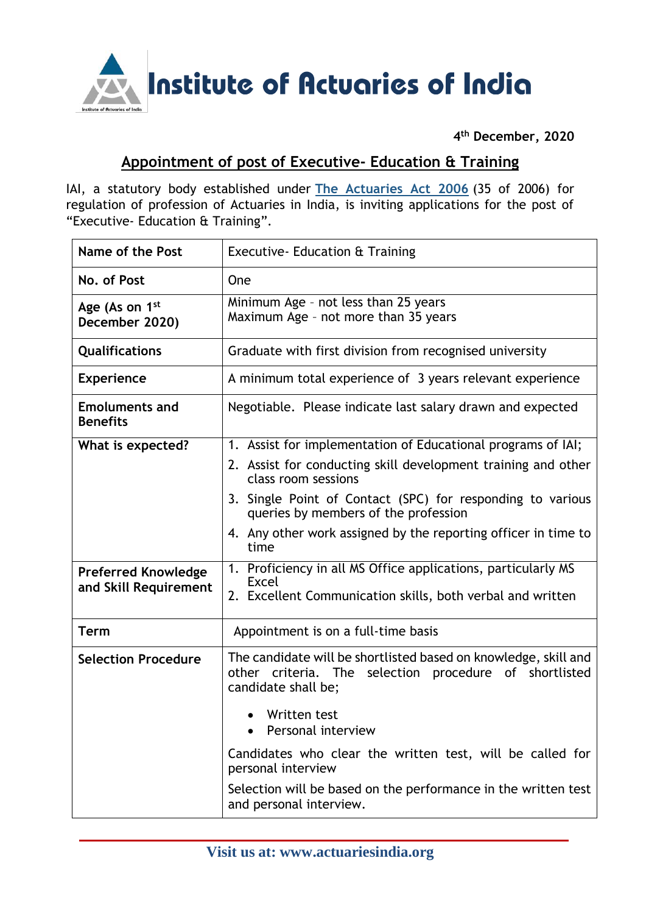# Institute of Actuaries of India

**4th December, 2020**

## Appointment of post of Executive- Education & Training

IAI, a statutory body established under The Actuaries Act 2006 (35 of 2006) for regulation of profession of Actuaries in India, is inviting applications for the post of "Executive- Education & Training".

| | |
|---|---|
| **Name of the Post** | Executive- Education & Training |
| **No. of Post** | One |
| **Age (As on 1st December 2020)** | Minimum Age – not less than 25 years<br>Maximum Age – not more than 35 years |
| **Qualifications** | Graduate with first division from recognised university |
| **Experience** | A minimum total experience of 3 years relevant experience |
| **Emoluments and Benefits** | Negotiable. Please indicate last salary drawn and expected |
| **What is expected?** | 1. Assist for implementation of Educational programs of IAI;<br>2. Assist for conducting skill development training and other class room sessions<br>3. Single Point of Contact (SPC) for responding to various queries by members of the profession<br>4. Any other work assigned by the reporting officer in time to time |
| **Preferred Knowledge and Skill Requirement** | 1. Proficiency in all MS Office applications, particularly MS Excel<br>2. Excellent Communication skills, both verbal and written |
| **Term** | Appointment is on a full-time basis |
| **Selection Procedure** | The candidate will be shortlisted based on knowledge, skill and other criteria. The selection procedure of shortlisted candidate shall be;<br>• Written test<br>• Personal interview<br>Candidates who clear the written test, will be called for personal interview<br>Selection will be based on the performance in the written test and personal interview. |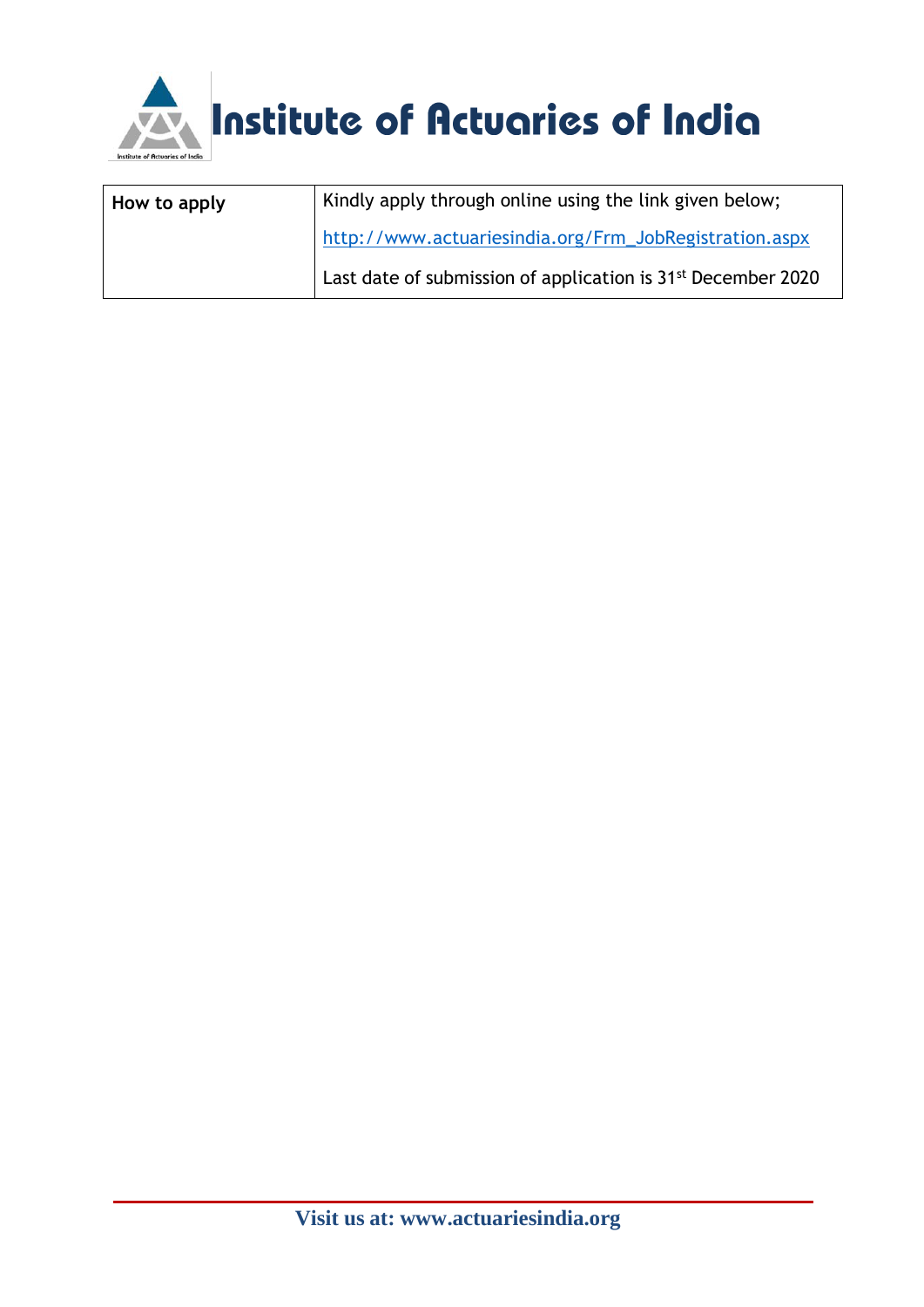| | |
|---|---|
| **How to apply** | Kindly apply through online using the link given below; http://www.actuariesindia.org/Frm_JobRegistration.aspx Last date of submission of application is 31st December 2020 |